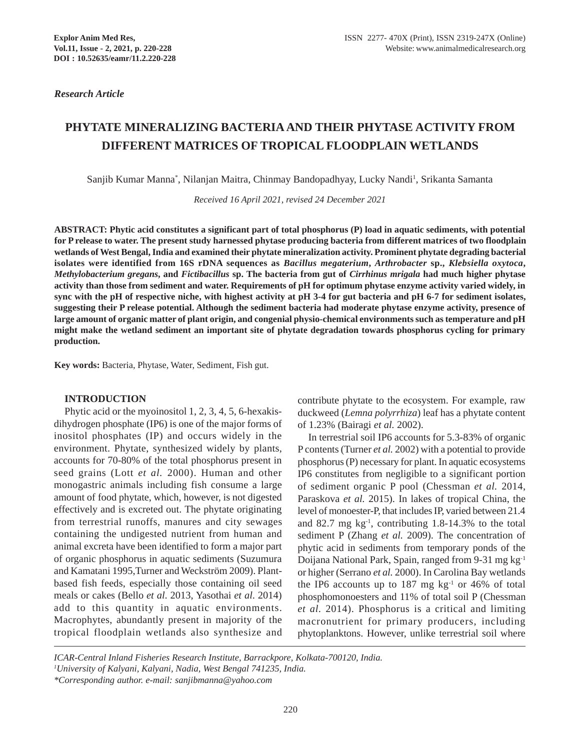*Research Article*

# PHYTATE MINERALIZING BACTERIA AND THEIR PHYTASE ACTIVITY FROM DIFFERENT MATRICES OF TROPICAL FLOODPLAIN WETLANDS

Sanjib Kumar Manna*, Nilanjan Maitra, Chinmay Bandopadhyay, Lucky Nandi[1], Srikanta Samanta

*Received 16 April 2021, revised 24 December 2021*

**ABSTRACT: Phytic acid constitutes a significant part of total phosphorus (P) load in aquatic sediments, with potential for P release to water. The present study harnessed phytase producing bacteria from different matrices of two floodplain wetlands of West Bengal, India and examined their phytate mineralization activity. Prominent phytate degrading bacterial isolates were identified from 16S rDNA sequences as *Bacillus megaterium*, *Arthrobacter* sp., *Klebsiella oxytoca*, *Methylobacterium gregans*, and *Fictibacillus* sp. The bacteria from gut of *Cirrhinus mrigala* had much higher phytase activity than those from sediment and water. Requirements of pH for optimum phytase enzyme activity varied widely, in sync with the pH of respective niche, with highest activity at pH 3-4 for gut bacteria and pH 6-7 for sediment isolates, suggesting their P release potential. Although the sediment bacteria had moderate phytase enzyme activity, presence of large amount of organic matter of plant origin, and congenial physio-chemical environments such as temperature and pH might make the wetland sediment an important site of phytate degradation towards phosphorus cycling for primary production.**

**Key words:** Bacteria, Phytase, Water, Sediment, Fish gut.

## INTRODUCTION

Phytic acid or the myoinositol 1, 2, 3, 4, 5, 6-hexakis-dihydrogen phosphate (IP6) is one of the major forms of inositol phosphates (IP) and occurs widely in the environment. Phytate, synthesized widely by plants, accounts for 70-80% of the total phosphorus present in seed grains (Lott *et al*. 2000). Human and other monogastric animals including fish consume a large amount of food phytate, which, however, is not digested effectively and is excreted out. The phytate originating from terrestrial runoffs, manures and city sewages containing the undigested nutrient from human and animal excreta have been identified to form a major part of organic phosphorus in aquatic sediments (Suzumura and Kamatani 1995,Turner and Weckström 2009). Plant-based fish feeds, especially those containing oil seed meals or cakes (Bello *et al.* 2013, Yasothai *et al.* 2014) add to this quantity in aquatic environments. Macrophytes, abundantly present in majority of the tropical floodplain wetlands also synthesize and contribute phytate to the ecosystem. For example, raw duckweed (*Lemna polyrrhiza*) leaf has a phytate content of 1.23% (Bairagi *et al.* 2002).

In terrestrial soil IP6 accounts for 5.3-83% of organic P contents (Turner *et al.* 2002) with a potential to provide phosphorus (P) necessary for plant. In aquatic ecosystems IP6 constitutes from negligible to a significant portion of sediment organic P pool (Chessman *et al.* 2014, Paraskova *et al.* 2015). In lakes of tropical China, the level of monoester-P, that includes IP, varied between 21.4 and 82.7 mg $kg^{-1}$, contributing 1.8-14.3% to the total sediment P (Zhang *et al.* 2009). The concentration of phytic acid in sediments from temporary ponds of the Doijana National Park, Spain, ranged from 9-31 mg $kg^{-1}$ or higher (Serrano *et al.* 2000). In Carolina Bay wetlands the IP6 accounts up to 187 mg $kg^{-1}$ or 46% of total phosphomonoesters and 11% of total soil P (Chessman *et al*. 2014). Phosphorus is a critical and limiting macronutrient for primary producers, including phytoplanktons. However, unlike terrestrial soil where

*ICAR-Central Inland Fisheries Research Institute, Barrackpore, Kolkata-700120, India.*
*[1]University of Kalyani, Kalyani, Nadia, West Bengal 741235, India.*
*\*Corresponding author. e-mail: sanjibmanna@yahoo.com*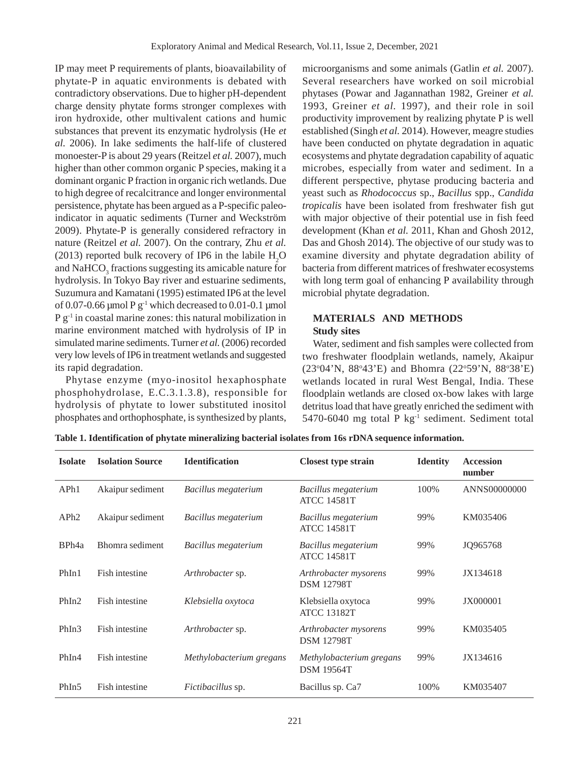IP may meet P requirements of plants, bioavailability of phytate-P in aquatic environments is debated with contradictory observations. Due to higher pH-dependent charge density phytate forms stronger complexes with iron hydroxide, other multivalent cations and humic substances that prevent its enzymatic hydrolysis (He *et al.* 2006). In lake sediments the half-life of clustered monoester-P is about 29 years (Reitzel *et al.* 2007), much higher than other common organic P species, making it a dominant organic P fraction in organic rich wetlands. Due to high degree of recalcitrance and longer environmental persistence, phytate has been argued as a P-specific paleo-indicator in aquatic sediments (Turner and Weckström 2009). Phytate-P is generally considered refractory in nature (Reitzel *et al.* 2007). On the contrary, Zhu *et al.* (2013) reported bulk recovery of IP6 in the labile $H_2O$ and $NaHCO_3$ fractions suggesting its amicable nature for hydrolysis. In Tokyo Bay river and estuarine sediments, Suzumura and Kamatani (1995) estimated IP6 at the level of 0.07-0.66 µmol P $g^{-1}$ which decreased to 0.01-0.1 µmol P $g^{-1}$ in coastal marine zones: this natural mobilization in marine environment matched with hydrolysis of IP in simulated marine sediments. Turner *et al.* (2006) recorded very low levels of IP6 in treatment wetlands and suggested its rapid degradation.

Phytase enzyme (myo-inositol hexaphosphate phosphohydrolase, E.C.3.1.3.8), responsible for hydrolysis of phytate to lower substituted inositol phosphates and orthophosphate, is synthesized by plants, microorganisms and some animals (Gatlin *et al.* 2007). Several researchers have worked on soil microbial phytases (Powar and Jagannathan 1982, Greiner *et al.* 1993, Greiner *et al.* 1997), and their role in soil productivity improvement by realizing phytate P is well established (Singh *et al.* 2014). However, meagre studies have been conducted on phytate degradation in aquatic ecosystems and phytate degradation capability of aquatic microbes, especially from water and sediment. In a different perspective, phytase producing bacteria and yeast such as *Rhodococcus* sp., *Bacillus* spp., *Candida tropicalis* have been isolated from freshwater fish gut with major objective of their potential use in fish feed development (Khan *et al.* 2011, Khan and Ghosh 2012, Das and Ghosh 2014). The objective of our study was to examine diversity and phytate degradation ability of bacteria from different matrices of freshwater ecosystems with long term goal of enhancing P availability through microbial phytate degradation.

## MATERIALS AND METHODS

### Study sites

Water, sediment and fish samples were collected from two freshwater floodplain wetlands, namely, Akaipur (23°04'N, 88°43'E) and Bhomra (22°59'N, 88°38'E) wetlands located in rural West Bengal, India. These floodplain wetlands are closed ox-bow lakes with large detritus load that have greatly enriched the sediment with 5470-6040 mg total P $kg^{-1}$ sediment. Sediment total

**Table 1. Identification of phytate mineralizing bacterial isolates from 16s rDNA sequence information.**

| Isolate | Isolation Source | Identification | Closest type strain | Identity | Accession number |
|---|---|---|---|---|---|
| APh1 | Akaipur sediment | *Bacillus megaterium* | *Bacillus megaterium* ATCC 14581T | 100% | ANNS00000000 |
| APh2 | Akaipur sediment | *Bacillus megaterium* | *Bacillus megaterium* ATCC 14581T | 99% | KM035406 |
| BPh4a | Bhomra sediment | *Bacillus megaterium* | *Bacillus megaterium* ATCC 14581T | 99% | JQ965768 |
| PhIn1 | Fish intestine | *Arthrobacter* sp. | *Arthrobacter mysorens* DSM 12798T | 99% | JX134618 |
| PhIn2 | Fish intestine | *Klebsiella oxytoca* | Klebsiella oxytoca ATCC 13182T | 99% | JX000001 |
| PhIn3 | Fish intestine | *Arthrobacter* sp. | *Arthrobacter mysorens* DSM 12798T | 99% | KM035405 |
| PhIn4 | Fish intestine | *Methylobacterium gregans* | *Methylobacterium gregans* DSM 19564T | 99% | JX134616 |
| PhIn5 | Fish intestine | *Fictibacillus* sp. | Bacillus sp. Ca7 | 100% | KM035407 |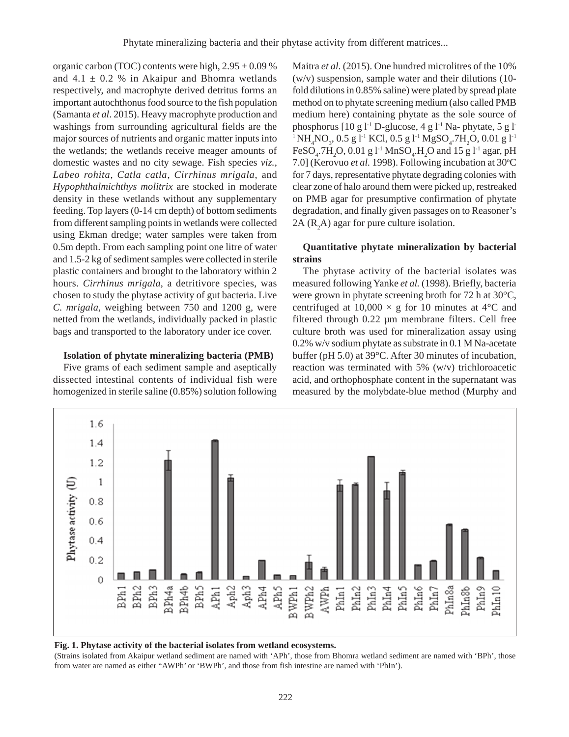organic carbon (TOC) contents were high, 2.95 ± 0.09 % and 4.1 ± 0.2 % in Akaipur and Bhomra wetlands respectively, and macrophyte derived detritus forms an important autochthonus food source to the fish population (Samanta *et al*. 2015). Heavy macrophyte production and washings from surrounding agricultural fields are the major sources of nutrients and organic matter inputs into the wetlands; the wetlands receive meager amounts of domestic wastes and no city sewage. Fish species *viz.*, *Labeo rohita*, *Catla catla*, *Cirrhinus mrigala*, and *Hypophthalmichthys molitrix* are stocked in moderate density in these wetlands without any supplementary feeding. Top layers (0-14 cm depth) of bottom sediments from different sampling points in wetlands were collected using Ekman dredge; water samples were taken from 0.5m depth. From each sampling point one litre of water and 1.5-2 kg of sediment samples were collected in sterile plastic containers and brought to the laboratory within 2 hours. *Cirrhinus mrigala*, a detritivore species, was chosen to study the phytase activity of gut bacteria. Live *C. mrigala*, weighing between 750 and 1200 g, were netted from the wetlands, individually packed in plastic bags and transported to the laboratory under ice cover.

**Isolation of phytate mineralizing bacteria (PMB)**

Five grams of each sediment sample and aseptically dissected intestinal contents of individual fish were homogenized in sterile saline (0.85%) solution following Maitra *et al.* (2015). One hundred microlitres of the 10% (w/v) suspension, sample water and their dilutions (10-fold dilutions in 0.85% saline) were plated by spread plate method on to phytate screening medium (also called PMB medium here) containing phytate as the sole source of phosphorus [10 g $l^{-1}$ D-glucose, 4 g $l^{-1}$ Na- phytate, 5 g $l^{-1}$ $NH_4NO_3$, 0.5 g $l^{-1}$ KCl, 0.5 g $l^{-1}$ $MgSO_4.7H_2O$, 0.01 g $l^{-1}$ $FeSO_4.7H_2O$, 0.01 g $l^{-1}$ $MnSO_4.H_2O$ and 15 g $l^{-1}$ agar, pH 7.0] (Kerovuo *et al.* 1998). Following incubation at 30°C for 7 days, representative phytate degrading colonies with clear zone of halo around them were picked up, restreaked on PMB agar for presumptive confirmation of phytate degradation, and finally given passages on to Reasoner's 2A ($R_2A$) agar for pure culture isolation.

**Quantitative phytate mineralization by bacterial strains**

The phytase activity of the bacterial isolates was measured following Yanke *et al.* (1998). Briefly, bacteria were grown in phytate screening broth for 72 h at 30°C, centrifuged at 10,000 × g for 10 minutes at 4°C and filtered through 0.22 µm membrane filters. Cell free culture broth was used for mineralization assay using 0.2% w/v sodium phytate as substrate in 0.1 M Na-acetate buffer (pH 5.0) at 39°C. After 30 minutes of incubation, reaction was terminated with 5% (w/v) trichloroacetic acid, and orthophosphate content in the supernatant was measured by the molybdate-blue method (Murphy and

**Fig. 1. Phytase activity of the bacterial isolates from wetland ecosystems.**

(Strains isolated from Akaipur wetland sediment are named with 'APh', those from Bhomra wetland sediment are named with 'BPh', those from water are named as either "AWPh' or 'BWPh', and those from fish intestine are named with 'PhIn').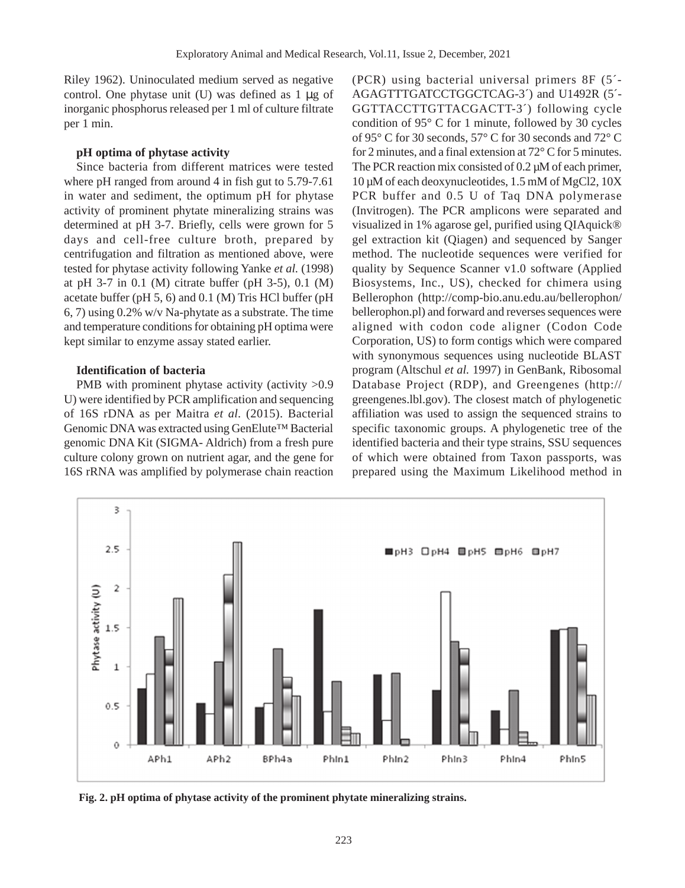Riley 1962). Uninoculated medium served as negative control. One phytase unit (U) was defined as 1 μg of inorganic phosphorus released per 1 ml of culture filtrate per 1 min.

### pH optima of phytase activity

Since bacteria from different matrices were tested where pH ranged from around 4 in fish gut to 5.79-7.61 in water and sediment, the optimum pH for phytase activity of prominent phytate mineralizing strains was determined at pH 3-7. Briefly, cells were grown for 5 days and cell-free culture broth, prepared by centrifugation and filtration as mentioned above, were tested for phytase activity following Yanke *et al.* (1998) at pH 3-7 in 0.1 (M) citrate buffer (pH 3-5), 0.1 (M) acetate buffer (pH 5, 6) and 0.1 (M) Tris HCl buffer (pH 6, 7) using 0.2% w/v Na-phytate as a substrate. The time and temperature conditions for obtaining pH optima were kept similar to enzyme assay stated earlier.

### Identification of bacteria

PMB with prominent phytase activity (activity >0.9 U) were identified by PCR amplification and sequencing of 16S rDNA as per Maitra *et al*. (2015). Bacterial Genomic DNA was extracted using GenElute™ Bacterial genomic DNA Kit (SIGMA- Aldrich) from a fresh pure culture colony grown on nutrient agar, and the gene for 16S rRNA was amplified by polymerase chain reaction (PCR) using bacterial universal primers 8F (5´-AGAGTTTGATCCTGGCTCAG-3´) and U1492R (5´-GGTTACCTTGTTACGACTT-3´) following cycle condition of 95° C for 1 minute, followed by 30 cycles of 95° C for 30 seconds, 57° C for 30 seconds and 72° C for 2 minutes, and a final extension at 72° C for 5 minutes. The PCR reaction mix consisted of 0.2 μM of each primer, 10 μM of each deoxynucleotides, 1.5 mM of $MgCl_2$, 10X PCR buffer and 0.5 U of Taq DNA polymerase (Invitrogen). The PCR amplicons were separated and visualized in 1% agarose gel, purified using QIAquick® gel extraction kit (Qiagen) and sequenced by Sanger method. The nucleotide sequences were verified for quality by Sequence Scanner v1.0 software (Applied Biosystems, Inc., US), checked for chimera using Bellerophon (http://comp-bio.anu.edu.au/bellerophon/bellerophon.pl) and forward and reverses sequences were aligned with codon code aligner (Codon Code Corporation, US) to form contigs which were compared with synonymous sequences using nucleotide BLAST program (Altschul *et al.* 1997) in GenBank, Ribosomal Database Project (RDP), and Greengenes (http://greengenes.lbl.gov). The closest match of phylogenetic affiliation was used to assign the sequenced strains to specific taxonomic groups. A phylogenetic tree of the identified bacteria and their type strains, SSU sequences of which were obtained from Taxon passports, was prepared using the Maximum Likelihood method in

**Fig. 2. pH optima of phytase activity of the prominent phytate mineralizing strains.**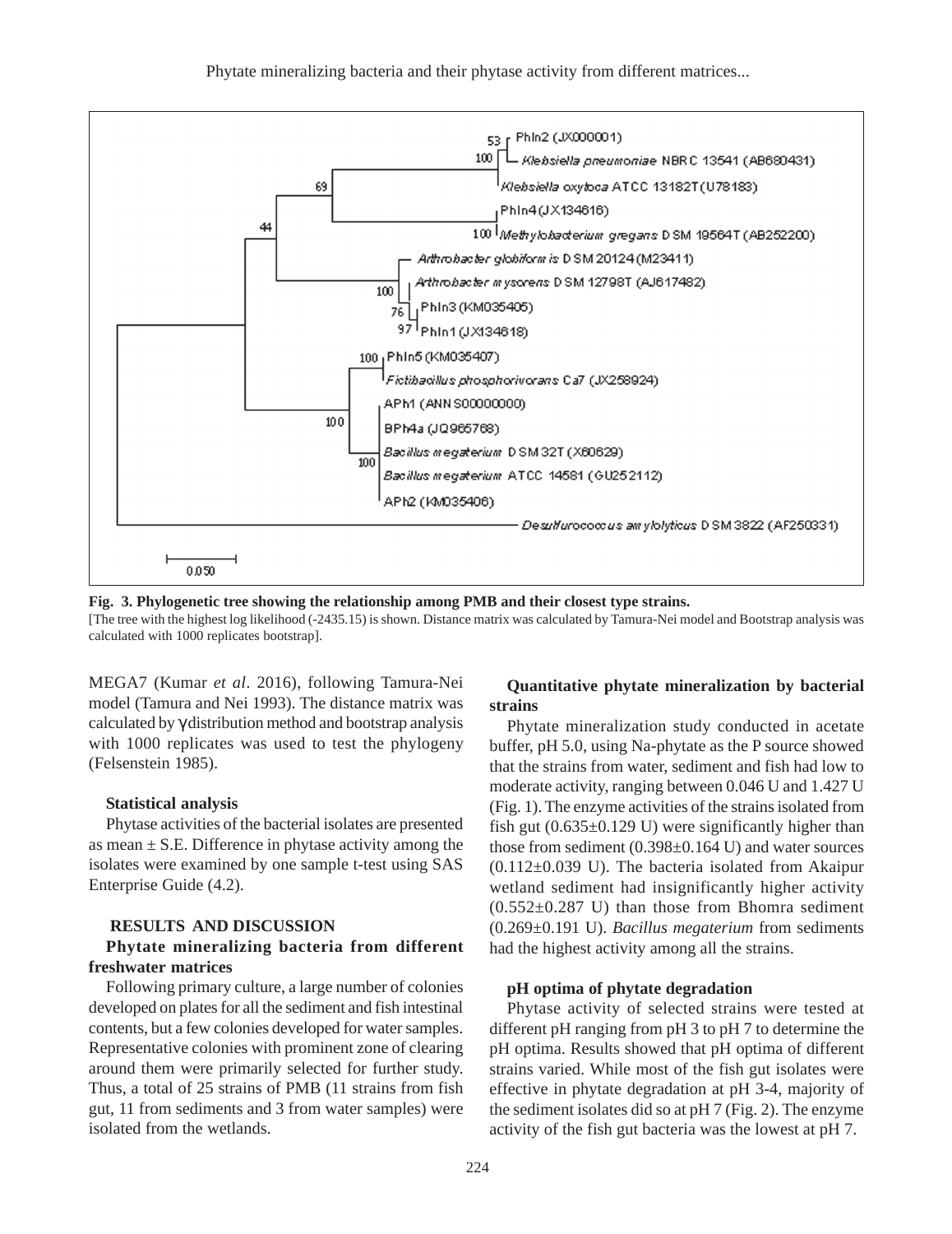Fig. 3. Phylogenetic tree showing the relationship among PMB and their closest type strains.

[The tree with the highest log likelihood (-2435.15) is shown. Distance matrix was calculated by Tamura-Nei model and Bootstrap analysis was calculated with 1000 replicates bootstrap].

MEGA7 (Kumar *et al*. 2016), following Tamura-Nei model (Tamura and Nei 1993). The distance matrix was calculated by γ distribution method and bootstrap analysis with 1000 replicates was used to test the phylogeny (Felsenstein 1985).

**Statistical analysis**

Phytase activities of the bacterial isolates are presented as mean ± S.E. Difference in phytase activity among the isolates were examined by one sample t-test using SAS Enterprise Guide (4.2).

## RESULTS AND DISCUSSION

**Phytate mineralizing bacteria from different freshwater matrices**

Following primary culture, a large number of colonies developed on plates for all the sediment and fish intestinal contents, but a few colonies developed for water samples. Representative colonies with prominent zone of clearing around them were primarily selected for further study. Thus, a total of 25 strains of PMB (11 strains from fish gut, 11 from sediments and 3 from water samples) were isolated from the wetlands.

**Quantitative phytate mineralization by bacterial strains**

Phytate mineralization study conducted in acetate buffer, pH 5.0, using Na-phytate as the P source showed that the strains from water, sediment and fish had low to moderate activity, ranging between 0.046 U and 1.427 U (Fig. 1). The enzyme activities of the strains isolated from fish gut (0.635±0.129 U) were significantly higher than those from sediment (0.398±0.164 U) and water sources (0.112±0.039 U). The bacteria isolated from Akaipur wetland sediment had insignificantly higher activity (0.552±0.287 U) than those from Bhomra sediment (0.269±0.191 U). *Bacillus megaterium* from sediments had the highest activity among all the strains.

**pH optima of phytate degradation**

Phytase activity of selected strains were tested at different pH ranging from pH 3 to pH 7 to determine the pH optima. Results showed that pH optima of different strains varied. While most of the fish gut isolates were effective in phytate degradation at pH 3-4, majority of the sediment isolates did so at pH 7 (Fig. 2). The enzyme activity of the fish gut bacteria was the lowest at pH 7.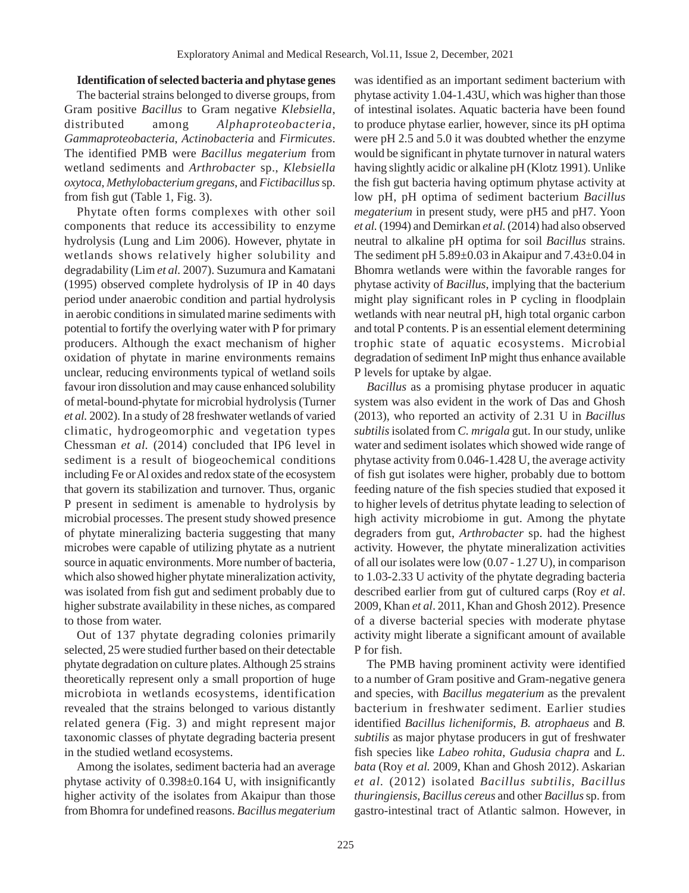**Identification of selected bacteria and phytase genes**

The bacterial strains belonged to diverse groups, from Gram positive *Bacillus* to Gram negative *Klebsiella*, distributed among *Alphaproteobacteria*, *Gammaproteobacteria*, *Actinobacteria* and *Firmicutes*. The identified PMB were *Bacillus megaterium* from wetland sediments and *Arthrobacter* sp., *Klebsiella oxytoca*, *Methylobacterium gregans*, and *Fictibacillus* sp. from fish gut (Table 1, Fig. 3).

Phytate often forms complexes with other soil components that reduce its accessibility to enzyme hydrolysis (Lung and Lim 2006). However, phytate in wetlands shows relatively higher solubility and degradability (Lim *et al.* 2007). Suzumura and Kamatani (1995) observed complete hydrolysis of IP in 40 days period under anaerobic condition and partial hydrolysis in aerobic conditions in simulated marine sediments with potential to fortify the overlying water with P for primary producers. Although the exact mechanism of higher oxidation of phytate in marine environments remains unclear, reducing environments typical of wetland soils favour iron dissolution and may cause enhanced solubility of metal-bound-phytate for microbial hydrolysis (Turner *et al.* 2002). In a study of 28 freshwater wetlands of varied climatic, hydrogeomorphic and vegetation types Chessman *et al.* (2014) concluded that IP6 level in sediment is a result of biogeochemical conditions including Fe or Al oxides and redox state of the ecosystem that govern its stabilization and turnover. Thus, organic P present in sediment is amenable to hydrolysis by microbial processes. The present study showed presence of phytate mineralizing bacteria suggesting that many microbes were capable of utilizing phytate as a nutrient source in aquatic environments. More number of bacteria, which also showed higher phytate mineralization activity, was isolated from fish gut and sediment probably due to higher substrate availability in these niches, as compared to those from water.

Out of 137 phytate degrading colonies primarily selected, 25 were studied further based on their detectable phytate degradation on culture plates. Although 25 strains theoretically represent only a small proportion of huge microbiota in wetlands ecosystems, identification revealed that the strains belonged to various distantly related genera (Fig. 3) and might represent major taxonomic classes of phytate degrading bacteria present in the studied wetland ecosystems.

Among the isolates, sediment bacteria had an average phytase activity of 0.398±0.164 U, with insignificantly higher activity of the isolates from Akaipur than those from Bhomra for undefined reasons. *Bacillus megaterium* was identified as an important sediment bacterium with phytase activity 1.04-1.43U, which was higher than those of intestinal isolates. Aquatic bacteria have been found to produce phytase earlier, however, since its pH optima were pH 2.5 and 5.0 it was doubted whether the enzyme would be significant in phytate turnover in natural waters having slightly acidic or alkaline pH (Klotz 1991). Unlike the fish gut bacteria having optimum phytase activity at low pH, pH optima of sediment bacterium *Bacillus megaterium* in present study, were pH5 and pH7. Yoon *et al.* (1994) and Demirkan *et al.* (2014) had also observed neutral to alkaline pH optima for soil *Bacillus* strains. The sediment pH 5.89±0.03 in Akaipur and 7.43±0.04 in Bhomra wetlands were within the favorable ranges for phytase activity of *Bacillus*, implying that the bacterium might play significant roles in P cycling in floodplain wetlands with near neutral pH, high total organic carbon and total P contents. P is an essential element determining trophic state of aquatic ecosystems. Microbial degradation of sediment InP might thus enhance available P levels for uptake by algae.

*Bacillus* as a promising phytase producer in aquatic system was also evident in the work of Das and Ghosh (2013), who reported an activity of 2.31 U in *Bacillus subtilis* isolated from *C. mrigala* gut. In our study, unlike water and sediment isolates which showed wide range of phytase activity from 0.046-1.428 U, the average activity of fish gut isolates were higher, probably due to bottom feeding nature of the fish species studied that exposed it to higher levels of detritus phytate leading to selection of high activity microbiome in gut. Among the phytate degraders from gut, *Arthrobacter* sp. had the highest activity. However, the phytate mineralization activities of all our isolates were low (0.07 - 1.27 U), in comparison to 1.03-2.33 U activity of the phytate degrading bacteria described earlier from gut of cultured carps (Roy *et al*. 2009, Khan *et al*. 2011, Khan and Ghosh 2012). Presence of a diverse bacterial species with moderate phytase activity might liberate a significant amount of available P for fish.

The PMB having prominent activity were identified to a number of Gram positive and Gram-negative genera and species, with *Bacillus megaterium* as the prevalent bacterium in freshwater sediment. Earlier studies identified *Bacillus licheniformis*, *B. atrophaeus* and *B. subtilis* as major phytase producers in gut of freshwater fish species like *Labeo rohita*, *Gudusia chapra* and *L. bata* (Roy *et al.* 2009, Khan and Ghosh 2012). Askarian *et al.* (2012) isolated *Bacillus subtilis*, *Bacillus thuringiensis*, *Bacillus cereus* and other *Bacillus* sp. from gastro-intestinal tract of Atlantic salmon. However, in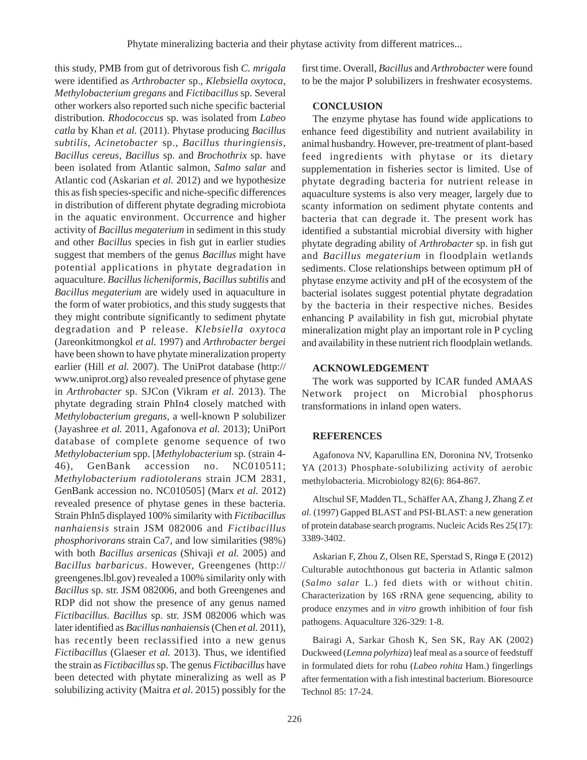this study, PMB from gut of detrivorous fish *C. mrigala* were identified as *Arthrobacter* sp., *Klebsiella oxytoca*, *Methylobacterium gregans* and *Fictibacillus* sp. Several other workers also reported such niche specific bacterial distribution. *Rhodococcus* sp. was isolated from *Labeo catla* by Khan *et al.* (2011). Phytase producing *Bacillus subtilis*, *Acinetobacter* sp., *Bacillus thuringiensis*, *Bacillus cereus*, *Bacillus* sp. and *Brochothrix* sp. have been isolated from Atlantic salmon, *Salmo salar* and Atlantic cod (Askarian *et al.* 2012) and we hypothesize this as fish species-specific and niche-specific differences in distribution of different phytate degrading microbiota in the aquatic environment. Occurrence and higher activity of *Bacillus megaterium* in sediment in this study and other *Bacillus* species in fish gut in earlier studies suggest that members of the genus *Bacillus* might have potential applications in phytate degradation in aquaculture. *Bacillus licheniformis*, *Bacillus subtilis* and *Bacillus megaterium* are widely used in aquaculture in the form of water probiotics, and this study suggests that they might contribute significantly to sediment phytate degradation and P release. *Klebsiella oxytoca* (Jareonkitmongkol *et al.* 1997) and *Arthrobacter bergei* have been shown to have phytate mineralization property earlier (Hill *et al.* 2007). The UniProt database (http://www.uniprot.org) also revealed presence of phytase gene in *Arthrobacter* sp. SJCon (Vikram *et al.* 2013). The phytate degrading strain PhIn4 closely matched with *Methylobacterium gregans*, a well-known P solubilizer (Jayashree *et al.* 2011, Agafonova *et al.* 2013); UniPort database of complete genome sequence of two *Methylobacterium* spp. [*Methylobacterium* sp. (strain 4-46), GenBank accession no. NC010511; *Methylobacterium radiotolerans* strain JCM 2831, GenBank accession no. NC010505] (Marx *et al.* 2012) revealed presence of phytase genes in these bacteria. Strain PhIn5 displayed 100% similarity with *Fictibacillus nanhaiensis* strain JSM 082006 and *Fictibacillus phosphorivorans* strain Ca7, and low similarities (98%) with both *Bacillus arsenicas* (Shivaji *et al.* 2005) and *Bacillus barbaricus*. However, Greengenes (http://greengenes.lbl.gov) revealed a 100% similarity only with *Bacillus* sp. str. JSM 082006, and both Greengenes and RDP did not show the presence of any genus named *Fictibacillus*. *Bacillus* sp. str. JSM 082006 which was later identified as *Bacillus nanhaiensis* (Chen *et al.* 2011), has recently been reclassified into a new genus *Fictibacillus* (Glaeser *et al.* 2013). Thus, we identified the strain as *Fictibacillus* sp. The genus *Fictibacillus* have been detected with phytate mineralizing as well as P solubilizing activity (Maitra *et al*. 2015) possibly for the first time. Overall, *Bacillus* and *Arthrobacter* were found to be the major P solubilizers in freshwater ecosystems.

## CONCLUSION

The enzyme phytase has found wide applications to enhance feed digestibility and nutrient availability in animal husbandry. However, pre-treatment of plant-based feed ingredients with phytase or its dietary supplementation in fisheries sector is limited. Use of phytate degrading bacteria for nutrient release in aquaculture systems is also very meager, largely due to scanty information on sediment phytate contents and bacteria that can degrade it. The present work has identified a substantial microbial diversity with higher phytate degrading ability of *Arthrobacter* sp. in fish gut and *Bacillus megaterium* in floodplain wetlands sediments. Close relationships between optimum pH of phytase enzyme activity and pH of the ecosystem of the bacterial isolates suggest potential phytate degradation by the bacteria in their respective niches. Besides enhancing P availability in fish gut, microbial phytate mineralization might play an important role in P cycling and availability in these nutrient rich floodplain wetlands.

## ACKNOWLEDGEMENT

The work was supported by ICAR funded AMAAS Network project on Microbial phosphorus transformations in inland open waters.

## REFERENCES

Agafonova NV, Kaparullina EN, Doronina NV, Trotsenko YA (2013) Phosphate-solubilizing activity of aerobic methylobacteria. Microbiology 82(6): 864-867.

Altschul SF, Madden TL, Schäffer AA, Zhang J, Zhang Z *et al.* (1997) Gapped BLAST and PSI-BLAST: a new generation of protein database search programs. Nucleic Acids Res 25(17): 3389-3402.

Askarian F, Zhou Z, Olsen RE, Sperstad S, Ringø E (2012) Culturable autochthonous gut bacteria in Atlantic salmon (*Salmo salar* L.) fed diets with or without chitin. Characterization by 16S rRNA gene sequencing, ability to produce enzymes and *in vitro* growth inhibition of four fish pathogens. Aquaculture 326-329: 1-8.

Bairagi A, Sarkar Ghosh K, Sen SK, Ray AK (2002) Duckweed (*Lemna polyrhiza*) leaf meal as a source of feedstuff in formulated diets for rohu (*Labeo rohita* Ham.) fingerlings after fermentation with a fish intestinal bacterium. Bioresource Technol 85: 17-24.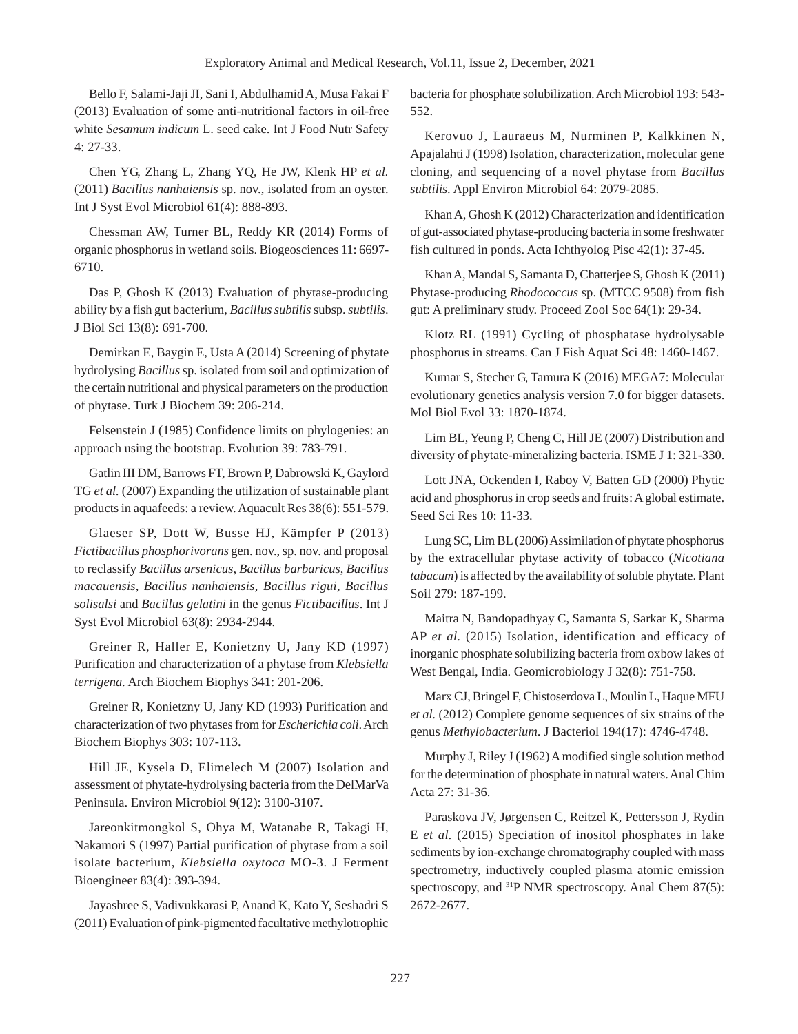Bello F, Salami-Jaji JI, Sani I, Abdulhamid A, Musa Fakai F (2013) Evaluation of some anti-nutritional factors in oil-free white *Sesamum indicum* L. seed cake. Int J Food Nutr Safety 4: 27-33.

Chen YG, Zhang L, Zhang YQ, He JW, Klenk HP *et al.* (2011) *Bacillus nanhaiensis* sp. nov., isolated from an oyster. Int J Syst Evol Microbiol 61(4): 888-893.

Chessman AW, Turner BL, Reddy KR (2014) Forms of organic phosphorus in wetland soils. Biogeosciences 11: 6697-6710.

Das P, Ghosh K (2013) Evaluation of phytase-producing ability by a fish gut bacterium, *Bacillus subtilis* subsp. *subtilis*. J Biol Sci 13(8): 691-700.

Demirkan E, Baygin E, Usta A (2014) Screening of phytate hydrolysing *Bacillus* sp. isolated from soil and optimization of the certain nutritional and physical parameters on the production of phytase. Turk J Biochem 39: 206-214.

Felsenstein J (1985) Confidence limits on phylogenies: an approach using the bootstrap. Evolution 39: 783-791.

Gatlin III DM, Barrows FT, Brown P, Dabrowski K, Gaylord TG *et al.* (2007) Expanding the utilization of sustainable plant products in aquafeeds: a review. Aquacult Res 38(6): 551-579.

Glaeser SP, Dott W, Busse HJ, Kämpfer P (2013) *Fictibacillus phosphorivorans* gen. nov., sp. nov. and proposal to reclassify *Bacillus arsenicus*, *Bacillus barbaricus*, *Bacillus macauensis*, *Bacillus nanhaiensis*, *Bacillus rigui*, *Bacillus solisalsi* and *Bacillus gelatini* in the genus *Fictibacillus*. Int J Syst Evol Microbiol 63(8): 2934-2944.

Greiner R, Haller E, Konietzny U, Jany KD (1997) Purification and characterization of a phytase from *Klebsiella terrigena*. Arch Biochem Biophys 341: 201-206.

Greiner R, Konietzny U, Jany KD (1993) Purification and characterization of two phytases from for *Escherichia coli*. Arch Biochem Biophys 303: 107-113.

Hill JE, Kysela D, Elimelech M (2007) Isolation and assessment of phytate-hydrolysing bacteria from the DelMarVa Peninsula. Environ Microbiol 9(12): 3100-3107.

Jareonkitmongkol S, Ohya M, Watanabe R, Takagi H, Nakamori S (1997) Partial purification of phytase from a soil isolate bacterium, *Klebsiella oxytoca* MO-3. J Ferment Bioengineer 83(4): 393-394.

Jayashree S, Vadivukkarasi P, Anand K, Kato Y, Seshadri S (2011) Evaluation of pink-pigmented facultative methylotrophic bacteria for phosphate solubilization. Arch Microbiol 193: 543-552.

Kerovuo J, Lauraeus M, Nurminen P, Kalkkinen N, Apajalahti J (1998) Isolation, characterization, molecular gene cloning, and sequencing of a novel phytase from *Bacillus subtilis*. Appl Environ Microbiol 64: 2079-2085.

Khan A, Ghosh K (2012) Characterization and identification of gut-associated phytase-producing bacteria in some freshwater fish cultured in ponds. Acta Ichthyolog Pisc 42(1): 37-45.

Khan A, Mandal S, Samanta D, Chatterjee S, Ghosh K (2011) Phytase-producing *Rhodococcus* sp. (MTCC 9508) from fish gut: A preliminary study. Proceed Zool Soc 64(1): 29-34.

Klotz RL (1991) Cycling of phosphatase hydrolysable phosphorus in streams. Can J Fish Aquat Sci 48: 1460-1467.

Kumar S, Stecher G, Tamura K (2016) MEGA7: Molecular evolutionary genetics analysis version 7.0 for bigger datasets. Mol Biol Evol 33: 1870-1874.

Lim BL, Yeung P, Cheng C, Hill JE (2007) Distribution and diversity of phytate-mineralizing bacteria. ISME J 1: 321-330.

Lott JNA, Ockenden I, Raboy V, Batten GD (2000) Phytic acid and phosphorus in crop seeds and fruits: A global estimate. Seed Sci Res 10: 11-33.

Lung SC, Lim BL (2006) Assimilation of phytate phosphorus by the extracellular phytase activity of tobacco (*Nicotiana tabacum*) is affected by the availability of soluble phytate. Plant Soil 279: 187-199.

Maitra N, Bandopadhyay C, Samanta S, Sarkar K, Sharma AP *et al.* (2015) Isolation, identification and efficacy of inorganic phosphate solubilizing bacteria from oxbow lakes of West Bengal, India. Geomicrobiology J 32(8): 751-758.

Marx CJ, Bringel F, Chistoserdova L, Moulin L, Haque MFU *et al.* (2012) Complete genome sequences of six strains of the genus *Methylobacterium*. J Bacteriol 194(17): 4746-4748.

Murphy J, Riley J (1962) A modified single solution method for the determination of phosphate in natural waters. Anal Chim Acta 27: 31-36.

Paraskova JV, Jørgensen C, Reitzel K, Pettersson J, Rydin E *et al.* (2015) Speciation of inositol phosphates in lake sediments by ion-exchange chromatography coupled with mass spectrometry, inductively coupled plasma atomic emission spectroscopy, and $^{31}$P NMR spectroscopy. Anal Chem 87(5): 2672-2677.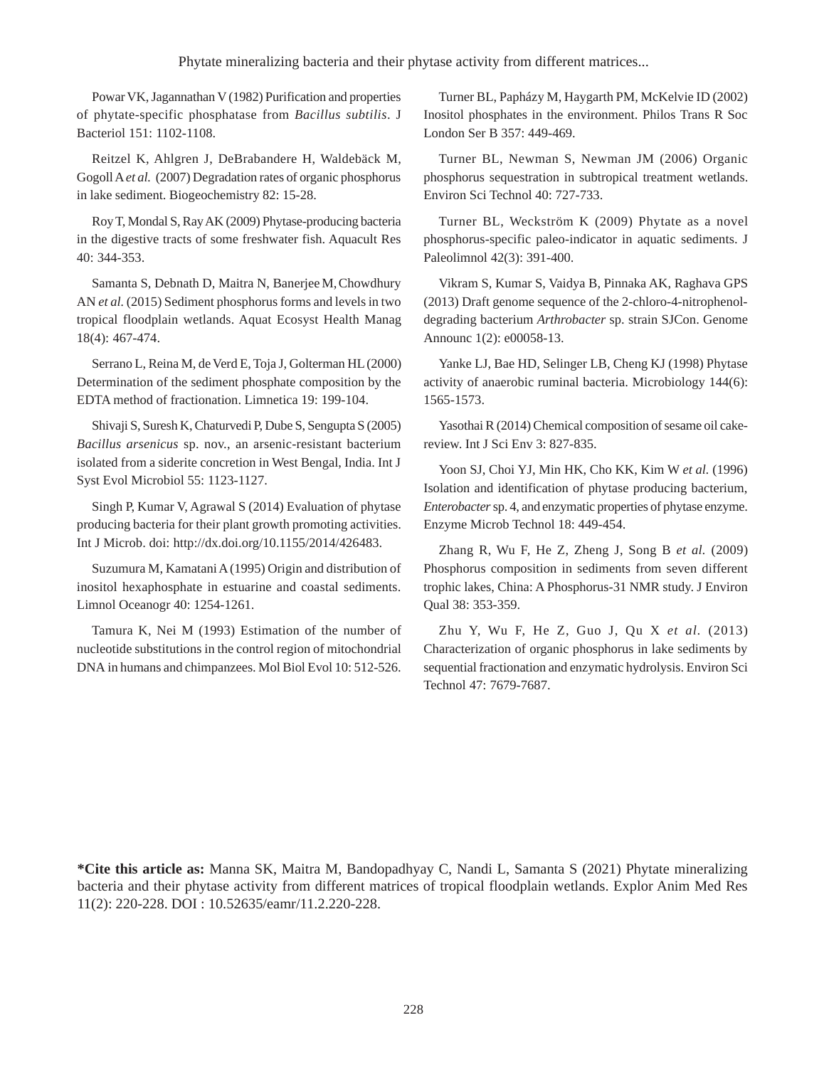Powar VK, Jagannathan V (1982) Purification and properties of phytate-specific phosphatase from *Bacillus subtilis*. J Bacteriol 151: 1102-1108.

Reitzel K, Ahlgren J, DeBrabandere H, Waldebäck M, Gogoll A *et al.* (2007) Degradation rates of organic phosphorus in lake sediment. Biogeochemistry 82: 15-28.

Roy T, Mondal S, Ray AK (2009) Phytase-producing bacteria in the digestive tracts of some freshwater fish. Aquacult Res 40: 344-353.

Samanta S, Debnath D, Maitra N, Banerjee M, Chowdhury AN *et al.* (2015) Sediment phosphorus forms and levels in two tropical floodplain wetlands. Aquat Ecosyst Health Manag 18(4): 467-474.

Serrano L, Reina M, de Verd E, Toja J, Golterman HL (2000) Determination of the sediment phosphate composition by the EDTA method of fractionation. Limnetica 19: 199-104.

Shivaji S, Suresh K, Chaturvedi P, Dube S, Sengupta S (2005) *Bacillus arsenicus* sp. nov., an arsenic-resistant bacterium isolated from a siderite concretion in West Bengal, India. Int J Syst Evol Microbiol 55: 1123-1127.

Singh P, Kumar V, Agrawal S (2014) Evaluation of phytase producing bacteria for their plant growth promoting activities. Int J Microb. doi: http://dx.doi.org/10.1155/2014/426483.

Suzumura M, Kamatani A (1995) Origin and distribution of inositol hexaphosphate in estuarine and coastal sediments. Limnol Oceanogr 40: 1254-1261.

Tamura K, Nei M (1993) Estimation of the number of nucleotide substitutions in the control region of mitochondrial DNA in humans and chimpanzees. Mol Biol Evol 10: 512-526.

Turner BL, Papházy M, Haygarth PM, McKelvie ID (2002) Inositol phosphates in the environment. Philos Trans R Soc London Ser B 357: 449-469.

Turner BL, Newman S, Newman JM (2006) Organic phosphorus sequestration in subtropical treatment wetlands. Environ Sci Technol 40: 727-733.

Turner BL, Weckström K (2009) Phytate as a novel phosphorus-specific paleo-indicator in aquatic sediments. J Paleolimnol 42(3): 391-400.

Vikram S, Kumar S, Vaidya B, Pinnaka AK, Raghava GPS (2013) Draft genome sequence of the 2-chloro-4-nitrophenol-degrading bacterium *Arthrobacter* sp. strain SJCon. Genome Announc 1(2): e00058-13.

Yanke LJ, Bae HD, Selinger LB, Cheng KJ (1998) Phytase activity of anaerobic ruminal bacteria. Microbiology 144(6): 1565-1573.

Yasothai R (2014) Chemical composition of sesame oil cake-review. Int J Sci Env 3: 827-835.

Yoon SJ, Choi YJ, Min HK, Cho KK, Kim W *et al.* (1996) Isolation and identification of phytase producing bacterium, *Enterobacter* sp. 4, and enzymatic properties of phytase enzyme. Enzyme Microb Technol 18: 449-454.

Zhang R, Wu F, He Z, Zheng J, Song B *et al.* (2009) Phosphorus composition in sediments from seven different trophic lakes, China: A Phosphorus-31 NMR study. J Environ Qual 38: 353-359.

Zhu Y, Wu F, He Z, Guo J, Qu X *et al.* (2013) Characterization of organic phosphorus in lake sediments by sequential fractionation and enzymatic hydrolysis. Environ Sci Technol 47: 7679-7687.

**\*Cite this article as:** Manna SK, Maitra M, Bandopadhyay C, Nandi L, Samanta S (2021) Phytate mineralizing bacteria and their phytase activity from different matrices of tropical floodplain wetlands. Explor Anim Med Res 11(2): 220-228. DOI : 10.52635/eamr/11.2.220-228.